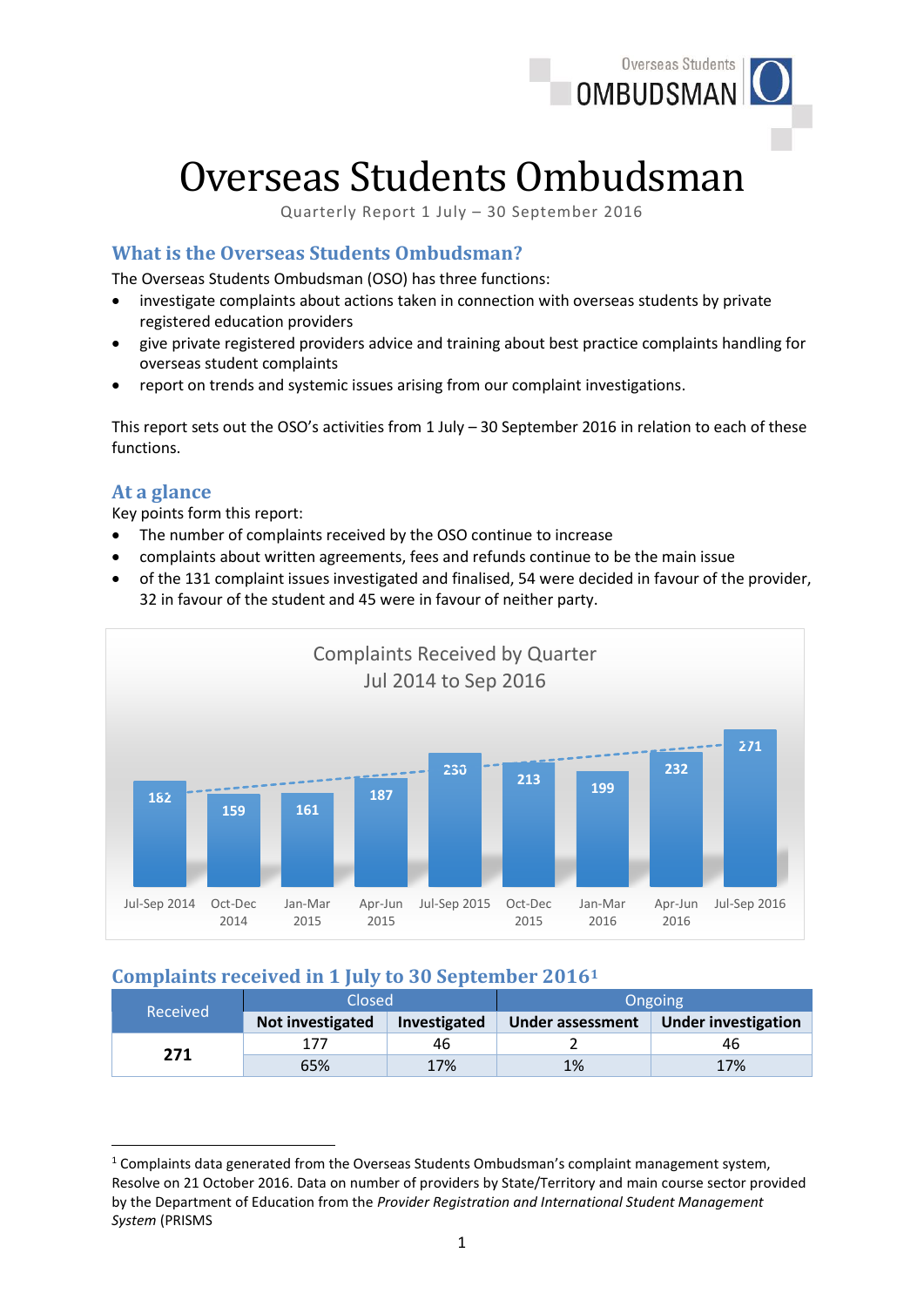# Overseas Students Ombudsman

Quarterly Report 1 July – 30 September 2016

## What is the Overseas Students Ombudsman?

The Overseas Students Ombudsman (OSO) has three functions:

- investigate complaints about actions taken in connection with overseas students by private registered education providers
- give private registered providers advice and training about best practice complaints handling for overseas student complaints
- report on trends and systemic issues arising from our complaint investigations.

This report sets out the OSO's activities from 1 July – 30 September 2016 in relation to each of these functions.

## At a glance

Key points form this report:

- The number of complaints received by the OSO continue to increase
- complaints about written agreements, fees and refunds continue to be the main issue
- of the 131 complaint issues investigated and finalised, 54 were decided in favour of the provider, 32 in favour of the student and 45 were in favour of neither party.

Complaints Received by Quarter
Jul 2014 to Sep 2016

| Quarter | Complaints received |
|---|---|
| Jul-Sep 2014 | 182 |
| Oct-Dec 2014 | 159 |
| Jan-Mar 2015 | 161 |
| Apr-Jun 2015 | 187 |
| Jul-Sep 2015 | 230 |
| Oct-Dec 2015 | 213 |
| Jan-Mar 2016 | 199 |
| Apr-Jun 2016 | 232 |
| Jul-Sep 2016 | 271 |

## Complaints received in 1 July to 30 September 2016[1]

| Received | Closed | | Ongoing | |
|---|---|---|---|---|
| | **Not investigated** | **Investigated** | **Under assessment** | **Under investigation** |
| **271** | 177 | 46 | 2 | 46 |
| | 65% | 17% | 1% | 17% |

[1] Complaints data generated from the Overseas Students Ombudsman's complaint management system, Resolve on 21 October 2016. Data on number of providers by State/Territory and main course sector provided by the Department of Education from the *Provider Registration and International Student Management System* (PRISMS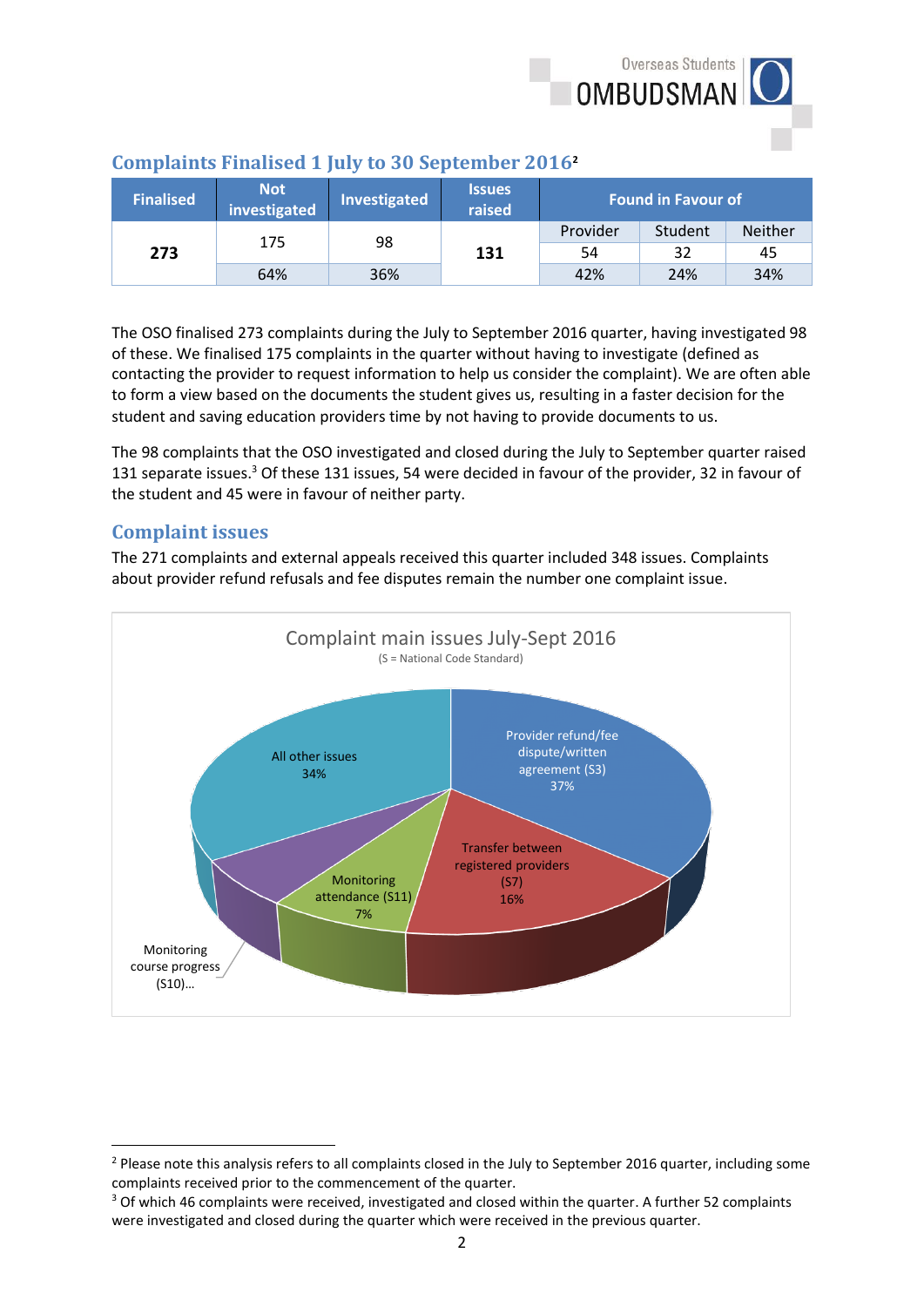## Complaints Finalised 1 July to 30 September 2016[2]

| Finalised | Not investigated | Investigated | Issues raised | Found in Favour of | | |
|---|---|---|---|---|---|---|
| | | | | Provider | Student | Neither |
| **273** | 175 | 98 | **131** | 54 | 32 | 45 |
| | 64% | 36% | | 42% | 24% | 34% |

The OSO finalised 273 complaints during the July to September 2016 quarter, having investigated 98 of these. We finalised 175 complaints in the quarter without having to investigate (defined as contacting the provider to request information to help us consider the complaint). We are often able to form a view based on the documents the student gives us, resulting in a faster decision for the student and saving education providers time by not having to provide documents to us.

The 98 complaints that the OSO investigated and closed during the July to September quarter raised 131 separate issues.[3] Of these 131 issues, 54 were decided in favour of the provider, 32 in favour of the student and 45 were in favour of neither party.

## Complaint issues

The 271 complaints and external appeals received this quarter included 348 issues. Complaints about provider refund refusals and fee disputes remain the number one complaint issue.

**Complaint main issues July-Sept 2016**
(S = National Code Standard)

| Issue | Share |
|---|---|
| Provider refund/fee dispute/written agreement (S3) | 37% |
| Transfer between registered providers (S7) | 16% |
| Monitoring attendance (S11) | 7% |
| Monitoring course progress (S10)... | |
| All other issues | 34% |

[2] Please note this analysis refers to all complaints closed in the July to September 2016 quarter, including some complaints received prior to the commencement of the quarter.

[3] Of which 46 complaints were received, investigated and closed within the quarter. A further 52 complaints were investigated and closed during the quarter which were received in the previous quarter.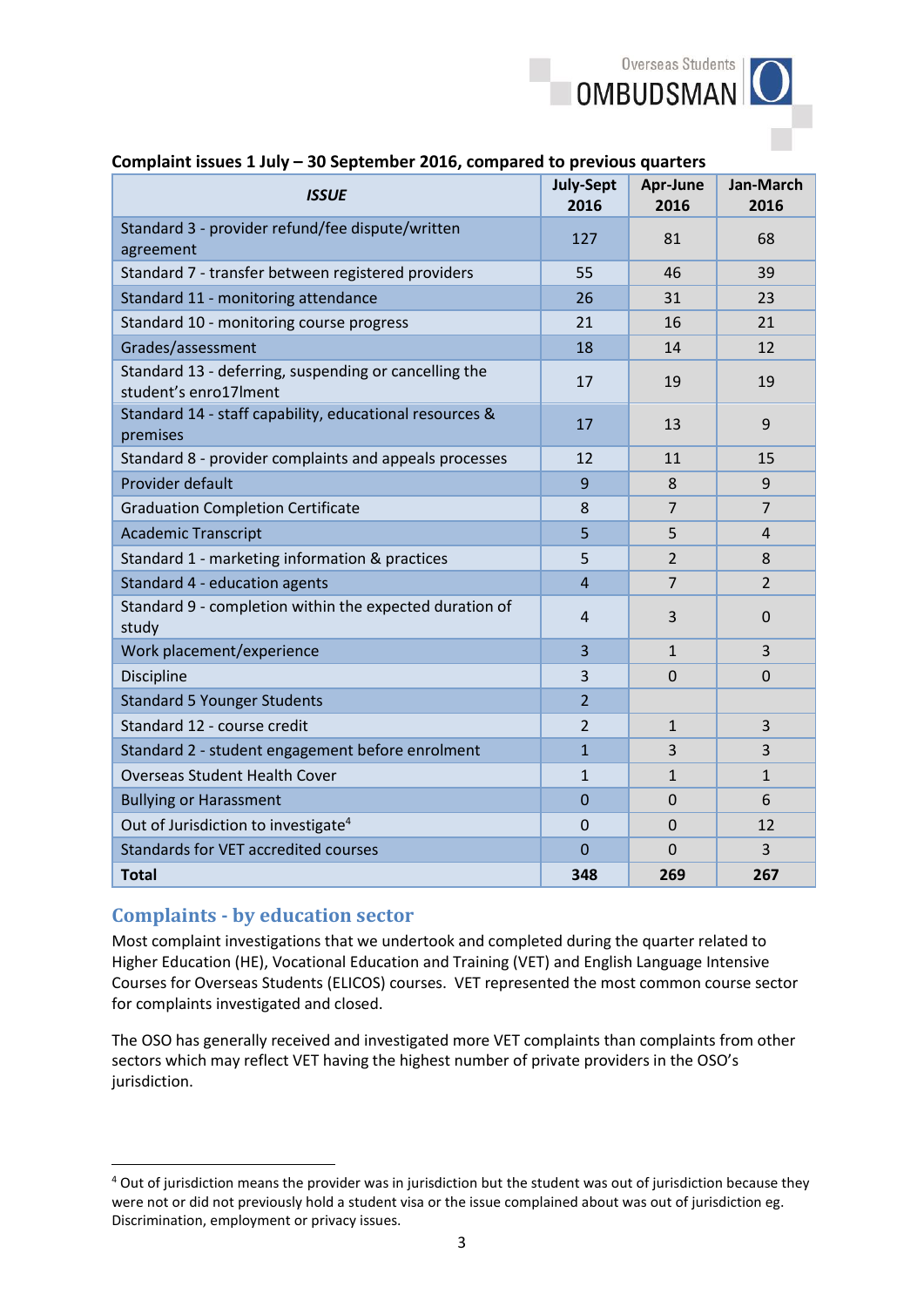**Complaint issues 1 July – 30 September 2016, compared to previous quarters**

| *ISSUE* | July-Sept 2016 | Apr-June 2016 | Jan-March 2016 |
|---|---|---|---|
| Standard 3 - provider refund/fee dispute/written agreement | 127 | 81 | 68 |
| Standard 7 - transfer between registered providers | 55 | 46 | 39 |
| Standard 11 - monitoring attendance | 26 | 31 | 23 |
| Standard 10 - monitoring course progress | 21 | 16 | 21 |
| Grades/assessment | 18 | 14 | 12 |
| Standard 13 - deferring, suspending or cancelling the student's enro17lment | 17 | 19 | 19 |
| Standard 14 - staff capability, educational resources & premises | 17 | 13 | 9 |
| Standard 8 - provider complaints and appeals processes | 12 | 11 | 15 |
| Provider default | 9 | 8 | 9 |
| Graduation Completion Certificate | 8 | 7 | 7 |
| Academic Transcript | 5 | 5 | 4 |
| Standard 1 - marketing information & practices | 5 | 2 | 8 |
| Standard 4 - education agents | 4 | 7 | 2 |
| Standard 9 - completion within the expected duration of study | 4 | 3 | 0 |
| Work placement/experience | 3 | 1 | 3 |
| Discipline | 3 | 0 | 0 |
| Standard 5 Younger Students | 2 | | |
| Standard 12 - course credit | 2 | 1 | 3 |
| Standard 2 - student engagement before enrolment | 1 | 3 | 3 |
| Overseas Student Health Cover | 1 | 1 | 1 |
| Bullying or Harassment | 0 | 0 | 6 |
| Out of Jurisdiction to investigate[4] | 0 | 0 | 12 |
| Standards for VET accredited courses | 0 | 0 | 3 |
| **Total** | **348** | **269** | **267** |

## Complaints - by education sector

Most complaint investigations that we undertook and completed during the quarter related to Higher Education (HE), Vocational Education and Training (VET) and English Language Intensive Courses for Overseas Students (ELICOS) courses. VET represented the most common course sector for complaints investigated and closed.

The OSO has generally received and investigated more VET complaints than complaints from other sectors which may reflect VET having the highest number of private providers in the OSO's jurisdiction.

[4] Out of jurisdiction means the provider was in jurisdiction but the student was out of jurisdiction because they were not or did not previously hold a student visa or the issue complained about was out of jurisdiction eg. Discrimination, employment or privacy issues.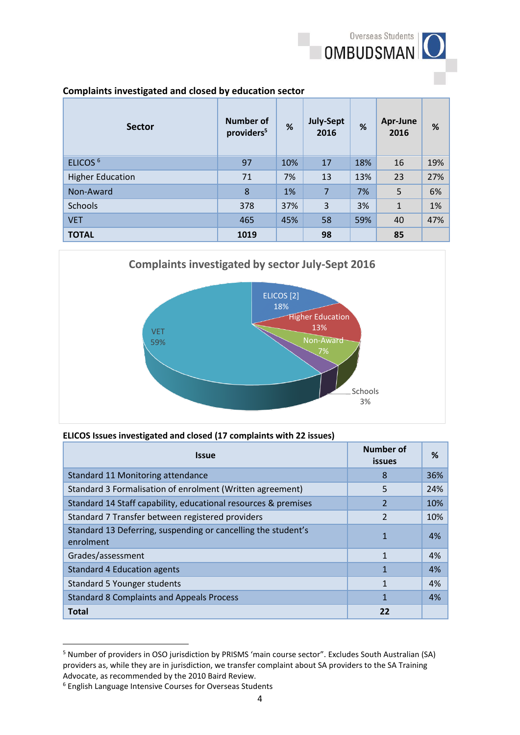**Complaints investigated and closed by education sector**

| Sector | Number of providers[5] | % | July-Sept 2016 | % | Apr-June 2016 | % |
|---|---|---|---|---|---|---|
| ELICOS [6] | 97 | 10% | 17 | 18% | 16 | 19% |
| Higher Education | 71 | 7% | 13 | 13% | 23 | 27% |
| Non-Award | 8 | 1% | 7 | 7% | 5 | 6% |
| Schools | 378 | 37% | 3 | 3% | 1 | 1% |
| VET | 465 | 45% | 58 | 59% | 40 | 47% |
| **TOTAL** | **1019** | | **98** | | **85** | |

**Complaints investigated by sector July-Sept 2016**

- ELICOS [2] 18%
- Higher Education 13%
- Non-Award 7%
- Schools 3%
- VET 59%

**ELICOS Issues investigated and closed (17 complaints with 22 issues)**

| Issue | Number of issues | % |
|---|---|---|
| Standard 11 Monitoring attendance | 8 | 36% |
| Standard 3 Formalisation of enrolment (Written agreement) | 5 | 24% |
| Standard 14 Staff capability, educational resources & premises | 2 | 10% |
| Standard 7 Transfer between registered providers | 2 | 10% |
| Standard 13 Deferring, suspending or cancelling the student's enrolment | 1 | 4% |
| Grades/assessment | 1 | 4% |
| Standard 4 Education agents | 1 | 4% |
| Standard 5 Younger students | 1 | 4% |
| Standard 8 Complaints and Appeals Process | 1 | 4% |
| **Total** | **22** | |

[5] Number of providers in OSO jurisdiction by PRISMS 'main course sector". Excludes South Australian (SA) providers as, while they are in jurisdiction, we transfer complaint about SA providers to the SA Training Advocate, as recommended by the 2010 Baird Review.

[6] English Language Intensive Courses for Overseas Students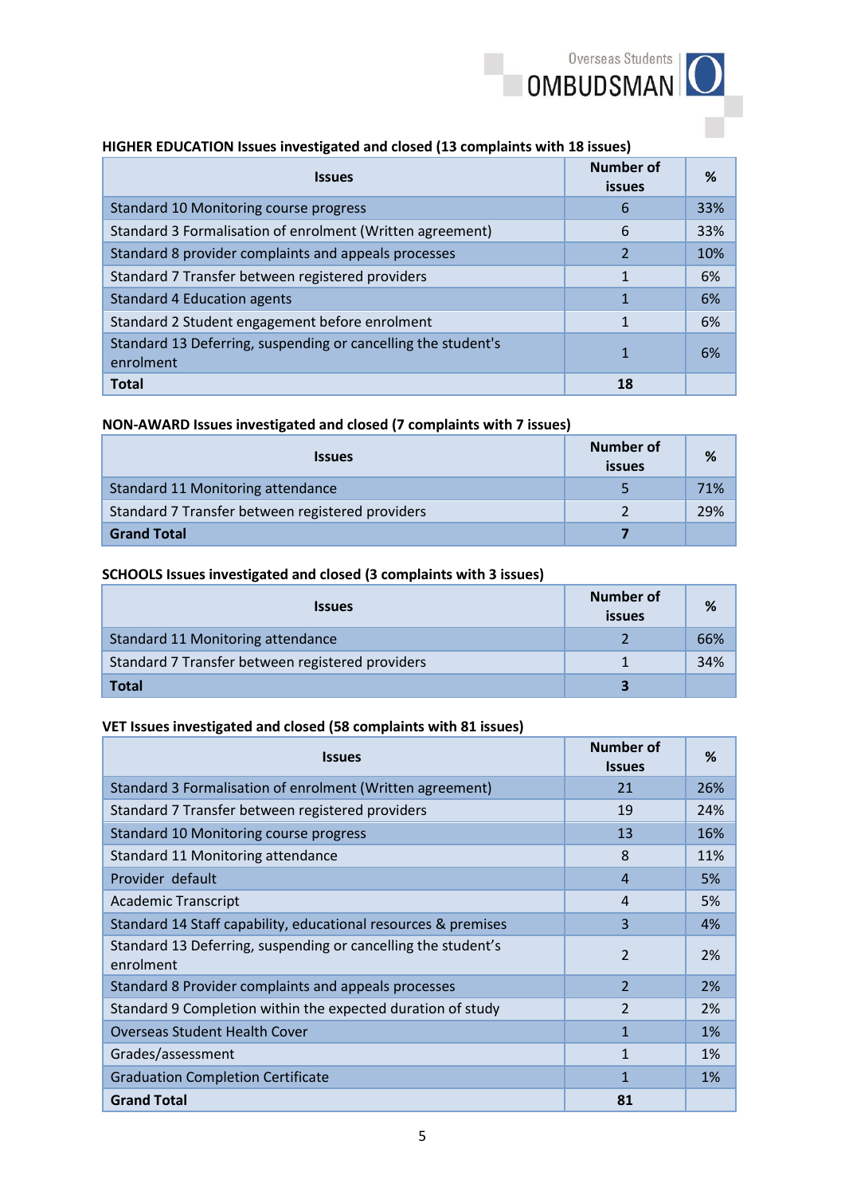**HIGHER EDUCATION Issues investigated and closed (13 complaints with 18 issues)**

| Issues | Number of issues | % |
|---|---|---|
| Standard 10 Monitoring course progress | 6 | 33% |
| Standard 3 Formalisation of enrolment (Written agreement) | 6 | 33% |
| Standard 8 provider complaints and appeals processes | 2 | 10% |
| Standard 7 Transfer between registered providers | 1 | 6% |
| Standard 4 Education agents | 1 | 6% |
| Standard 2 Student engagement before enrolment | 1 | 6% |
| Standard 13 Deferring, suspending or cancelling the student's enrolment | 1 | 6% |
| **Total** | **18** | |

**NON-AWARD Issues investigated and closed (7 complaints with 7 issues)**

| Issues | Number of issues | % |
|---|---|---|
| Standard 11 Monitoring attendance | 5 | 71% |
| Standard 7 Transfer between registered providers | 2 | 29% |
| **Grand Total** | **7** | |

**SCHOOLS Issues investigated and closed (3 complaints with 3 issues)**

| Issues | Number of issues | % |
|---|---|---|
| Standard 11 Monitoring attendance | 2 | 66% |
| Standard 7 Transfer between registered providers | 1 | 34% |
| **Total** | **3** | |

**VET Issues investigated and closed (58 complaints with 81 issues)**

| Issues | Number of Issues | % |
|---|---|---|
| Standard 3 Formalisation of enrolment (Written agreement) | 21 | 26% |
| Standard 7 Transfer between registered providers | 19 | 24% |
| Standard 10 Monitoring course progress | 13 | 16% |
| Standard 11 Monitoring attendance | 8 | 11% |
| Provider default | 4 | 5% |
| Academic Transcript | 4 | 5% |
| Standard 14 Staff capability, educational resources & premises | 3 | 4% |
| Standard 13 Deferring, suspending or cancelling the student's enrolment | 2 | 2% |
| Standard 8 Provider complaints and appeals processes | 2 | 2% |
| Standard 9 Completion within the expected duration of study | 2 | 2% |
| Overseas Student Health Cover | 1 | 1% |
| Grades/assessment | 1 | 1% |
| Graduation Completion Certificate | 1 | 1% |
| **Grand Total** | **81** | |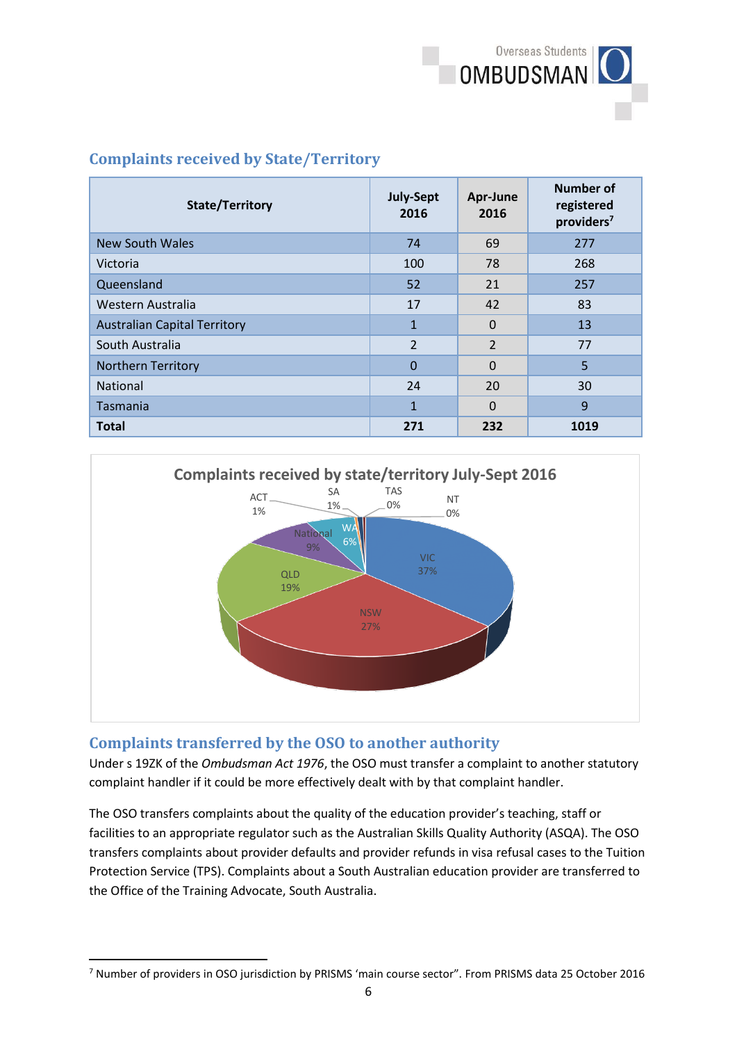## Complaints received by State/Territory

| State/Territory | July-Sept 2016 | Apr-June 2016 | Number of registered providers[7] |
|---|---|---|---|
| New South Wales | 74 | 69 | 277 |
| Victoria | 100 | 78 | 268 |
| Queensland | 52 | 21 | 257 |
| Western Australia | 17 | 42 | 83 |
| Australian Capital Territory | 1 | 0 | 13 |
| South Australia | 2 | 2 | 77 |
| Northern Territory | 0 | 0 | 5 |
| National | 24 | 20 | 30 |
| Tasmania | 1 | 0 | 9 |
| **Total** | **271** | **232** | **1019** |

**Complaints received by state/territory July-Sept 2016**

| State/Territory | Share |
|---|---|
| VIC | 37% |
| NSW | 27% |
| QLD | 19% |
| National | 9% |
| WA | 6% |
| ACT | 1% |
| SA | 1% |
| TAS | 0% |
| NT | 0% |

## Complaints transferred by the OSO to another authority

Under s 19ZK of the *Ombudsman Act 1976*, the OSO must transfer a complaint to another statutory complaint handler if it could be more effectively dealt with by that complaint handler.

The OSO transfers complaints about the quality of the education provider's teaching, staff or facilities to an appropriate regulator such as the Australian Skills Quality Authority (ASQA). The OSO transfers complaints about provider defaults and provider refunds in visa refusal cases to the Tuition Protection Service (TPS). Complaints about a South Australian education provider are transferred to the Office of the Training Advocate, South Australia.

[7] Number of providers in OSO jurisdiction by PRISMS 'main course sector". From PRISMS data 25 October 2016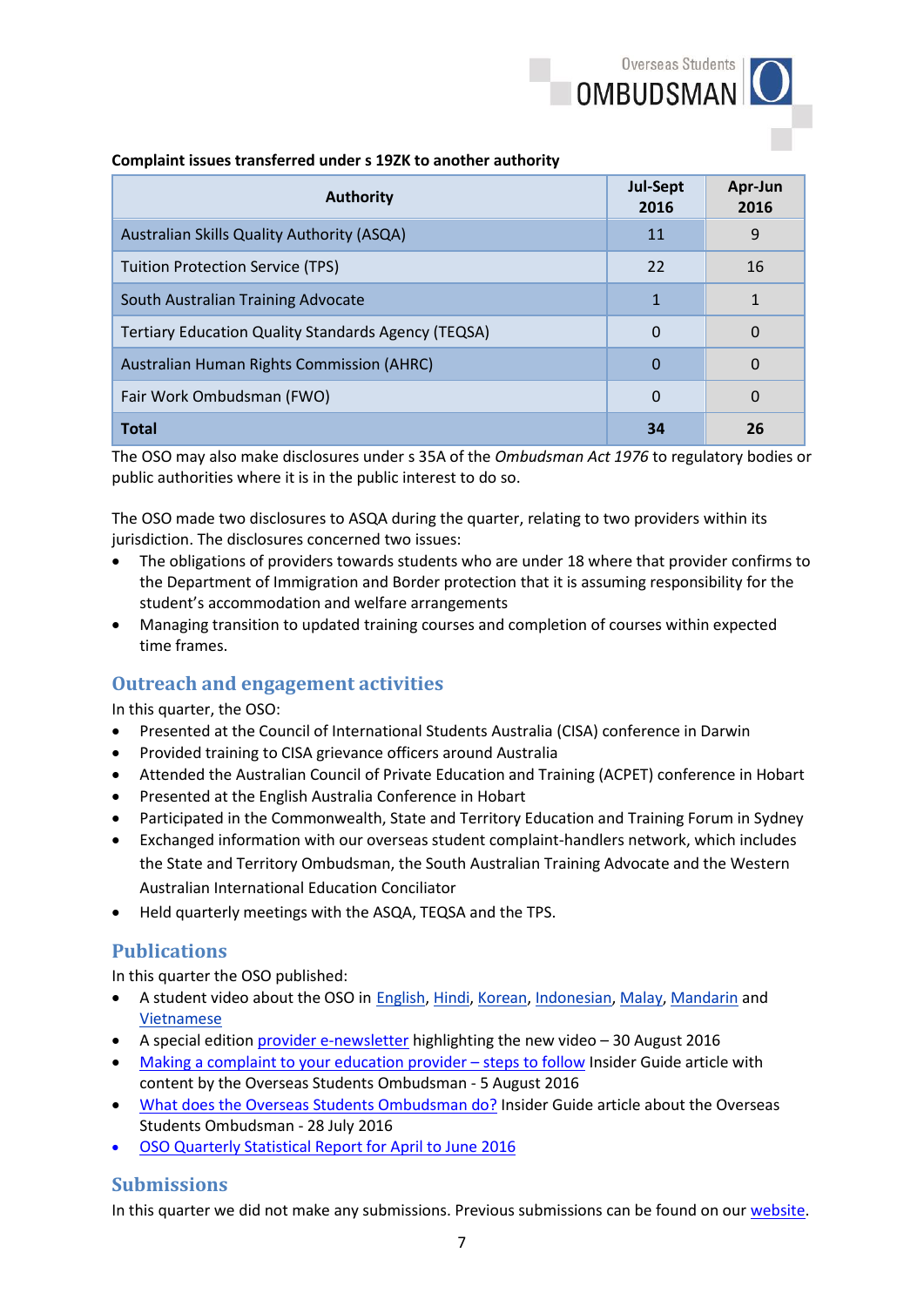**Complaint issues transferred under s 19ZK to another authority**

| Authority | Jul-Sept 2016 | Apr-Jun 2016 |
|---|---|---|
| Australian Skills Quality Authority (ASQA) | 11 | 9 |
| Tuition Protection Service (TPS) | 22 | 16 |
| South Australian Training Advocate | 1 | 1 |
| Tertiary Education Quality Standards Agency (TEQSA) | 0 | 0 |
| Australian Human Rights Commission (AHRC) | 0 | 0 |
| Fair Work Ombudsman (FWO) | 0 | 0 |
| **Total** | **34** | **26** |

The OSO may also make disclosures under s 35A of the *Ombudsman Act 1976* to regulatory bodies or public authorities where it is in the public interest to do so.

The OSO made two disclosures to ASQA during the quarter, relating to two providers within its jurisdiction. The disclosures concerned two issues:

- The obligations of providers towards students who are under 18 where that provider confirms to the Department of Immigration and Border protection that it is assuming responsibility for the student's accommodation and welfare arrangements
- Managing transition to updated training courses and completion of courses within expected time frames.

## Outreach and engagement activities

In this quarter, the OSO:

- Presented at the Council of International Students Australia (CISA) conference in Darwin
- Provided training to CISA grievance officers around Australia
- Attended the Australian Council of Private Education and Training (ACPET) conference in Hobart
- Presented at the English Australia Conference in Hobart
- Participated in the Commonwealth, State and Territory Education and Training Forum in Sydney
- Exchanged information with our overseas student complaint-handlers network, which includes the State and Territory Ombudsman, the South Australian Training Advocate and the Western Australian International Education Conciliator
- Held quarterly meetings with the ASQA, TEQSA and the TPS.

## Publications

In this quarter the OSO published:

- A student video about the OSO in English, Hindi, Korean, Indonesian, Malay, Mandarin and Vietnamese
- A special edition provider e-newsletter highlighting the new video – 30 August 2016
- Making a complaint to your education provider – steps to follow Insider Guide article with content by the Overseas Students Ombudsman - 5 August 2016
- What does the Overseas Students Ombudsman do? Insider Guide article about the Overseas Students Ombudsman - 28 July 2016
- OSO Quarterly Statistical Report for April to June 2016

## Submissions

In this quarter we did not make any submissions. Previous submissions can be found on our website.